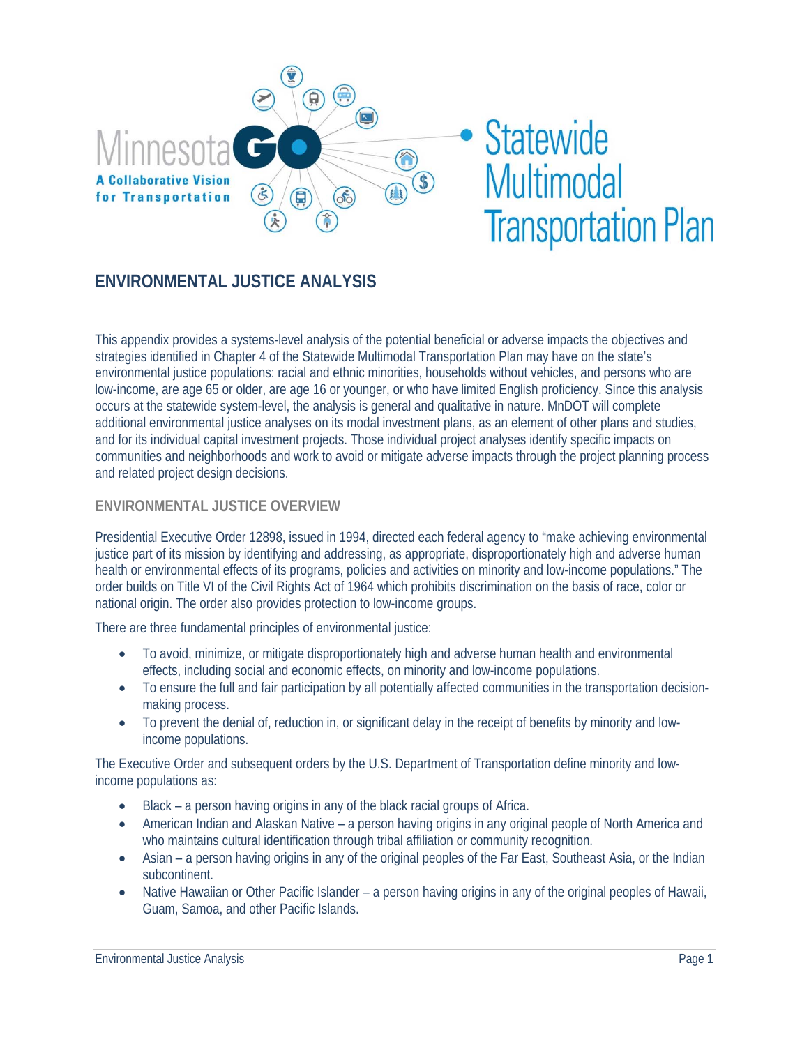Minnesota GO

A Collaborative Vision for Transportation

Statewide Multimodal Transportation Plan

# ENVIRONMENTAL JUSTICE ANALYSIS

This appendix provides a systems-level analysis of the potential beneficial or adverse impacts the objectives and strategies identified in Chapter 4 of the Statewide Multimodal Transportation Plan may have on the state's environmental justice populations: racial and ethnic minorities, households without vehicles, and persons who are low-income, are age 65 or older, are age 16 or younger, or who have limited English proficiency. Since this analysis occurs at the statewide system-level, the analysis is general and qualitative in nature. MnDOT will complete additional environmental justice analyses on its modal investment plans, as an element of other plans and studies, and for its individual capital investment projects. Those individual project analyses identify specific impacts on communities and neighborhoods and work to avoid or mitigate adverse impacts through the project planning process and related project design decisions.

## ENVIRONMENTAL JUSTICE OVERVIEW

Presidential Executive Order 12898, issued in 1994, directed each federal agency to "make achieving environmental justice part of its mission by identifying and addressing, as appropriate, disproportionately high and adverse human health or environmental effects of its programs, policies and activities on minority and low-income populations." The order builds on Title VI of the Civil Rights Act of 1964 which prohibits discrimination on the basis of race, color or national origin. The order also provides protection to low-income groups.

There are three fundamental principles of environmental justice:

- To avoid, minimize, or mitigate disproportionately high and adverse human health and environmental effects, including social and economic effects, on minority and low-income populations.
- To ensure the full and fair participation by all potentially affected communities in the transportation decision-making process.
- To prevent the denial of, reduction in, or significant delay in the receipt of benefits by minority and low-income populations.

The Executive Order and subsequent orders by the U.S. Department of Transportation define minority and low-income populations as:

- Black – a person having origins in any of the black racial groups of Africa.
- American Indian and Alaskan Native – a person having origins in any original people of North America and who maintains cultural identification through tribal affiliation or community recognition.
- Asian – a person having origins in any of the original peoples of the Far East, Southeast Asia, or the Indian subcontinent.
- Native Hawaiian or Other Pacific Islander – a person having origins in any of the original peoples of Hawaii, Guam, Samoa, and other Pacific Islands.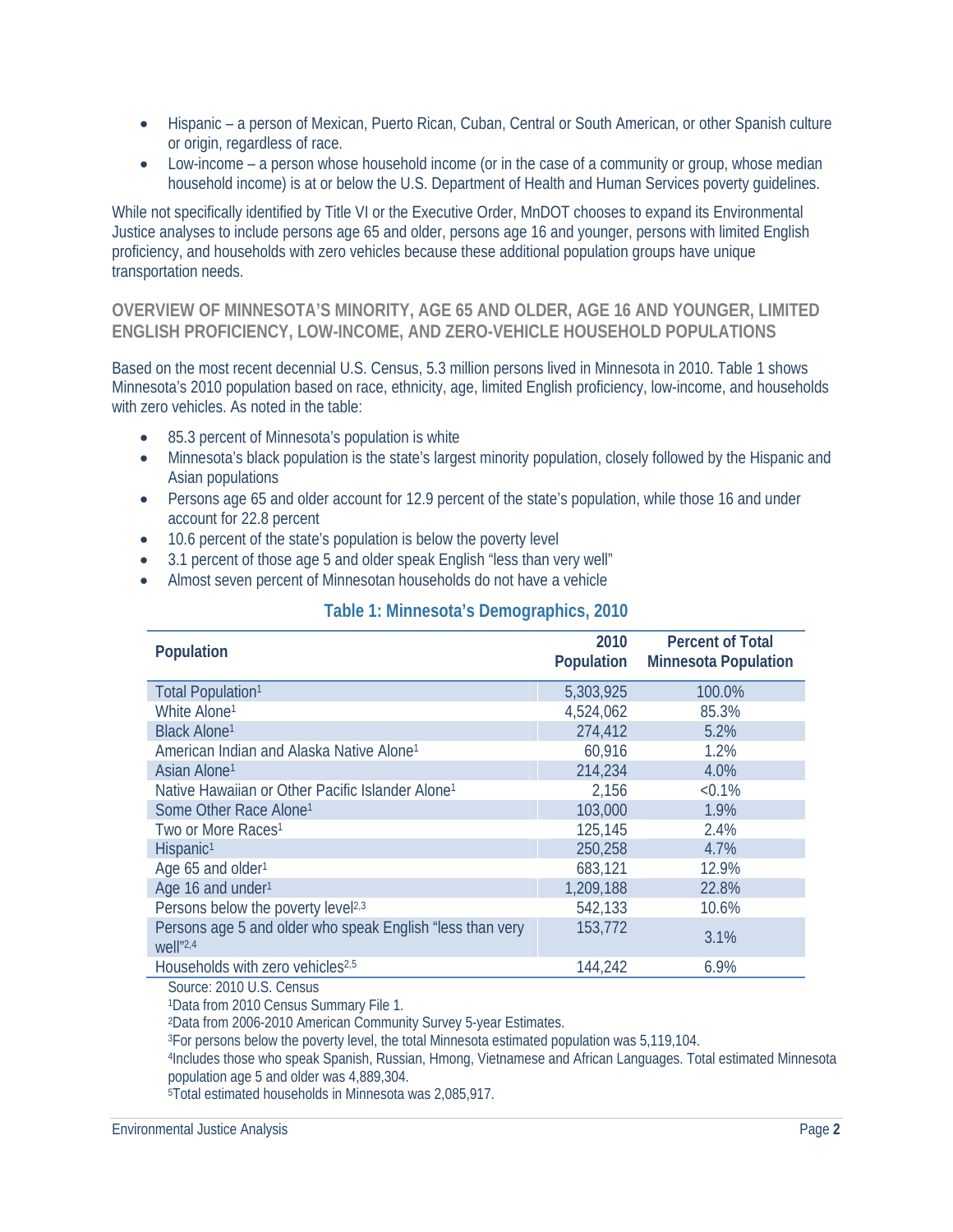- Hispanic – a person of Mexican, Puerto Rican, Cuban, Central or South American, or other Spanish culture or origin, regardless of race.
- Low-income – a person whose household income (or in the case of a community or group, whose median household income) is at or below the U.S. Department of Health and Human Services poverty guidelines.

While not specifically identified by Title VI or the Executive Order, MnDOT chooses to expand its Environmental Justice analyses to include persons age 65 and older, persons age 16 and younger, persons with limited English proficiency, and households with zero vehicles because these additional population groups have unique transportation needs.

## OVERVIEW OF MINNESOTA'S MINORITY, AGE 65 AND OLDER, AGE 16 AND YOUNGER, LIMITED ENGLISH PROFICIENCY, LOW-INCOME, AND ZERO-VEHICLE HOUSEHOLD POPULATIONS

Based on the most recent decennial U.S. Census, 5.3 million persons lived in Minnesota in 2010. Table 1 shows Minnesota's 2010 population based on race, ethnicity, age, limited English proficiency, low-income, and households with zero vehicles. As noted in the table:

- 85.3 percent of Minnesota's population is white
- Minnesota's black population is the state's largest minority population, closely followed by the Hispanic and Asian populations
- Persons age 65 and older account for 12.9 percent of the state's population, while those 16 and under account for 22.8 percent
- 10.6 percent of the state's population is below the poverty level
- 3.1 percent of those age 5 and older speak English "less than very well"
- Almost seven percent of Minnesotan households do not have a vehicle

### Table 1: Minnesota's Demographics, 2010

| Population | 2010 Population | Percent of Total Minnesota Population |
|---|---|---|
| Total Population[1] | 5,303,925 | 100.0% |
| White Alone[1] | 4,524,062 | 85.3% |
| Black Alone[1] | 274,412 | 5.2% |
| American Indian and Alaska Native Alone[1] | 60,916 | 1.2% |
| Asian Alone[1] | 214,234 | 4.0% |
| Native Hawaiian or Other Pacific Islander Alone[1] | 2,156 | <0.1% |
| Some Other Race Alone[1] | 103,000 | 1.9% |
| Two or More Races[1] | 125,145 | 2.4% |
| Hispanic[1] | 250,258 | 4.7% |
| Age 65 and older[1] | 683,121 | 12.9% |
| Age 16 and under[1] | 1,209,188 | 22.8% |
| Persons below the poverty level[2,3] | 542,133 | 10.6% |
| Persons age 5 and older who speak English "less than very well"[2,4] | 153,772 | 3.1% |
| Households with zero vehicles[2,5] | 144,242 | 6.9% |

Source: 2010 U.S. Census

[1]Data from 2010 Census Summary File 1.

[2]Data from 2006-2010 American Community Survey 5-year Estimates.

[3]For persons below the poverty level, the total Minnesota estimated population was 5,119,104.

[4]Includes those who speak Spanish, Russian, Hmong, Vietnamese and African Languages. Total estimated Minnesota population age 5 and older was 4,889,304.

[5]Total estimated households in Minnesota was 2,085,917.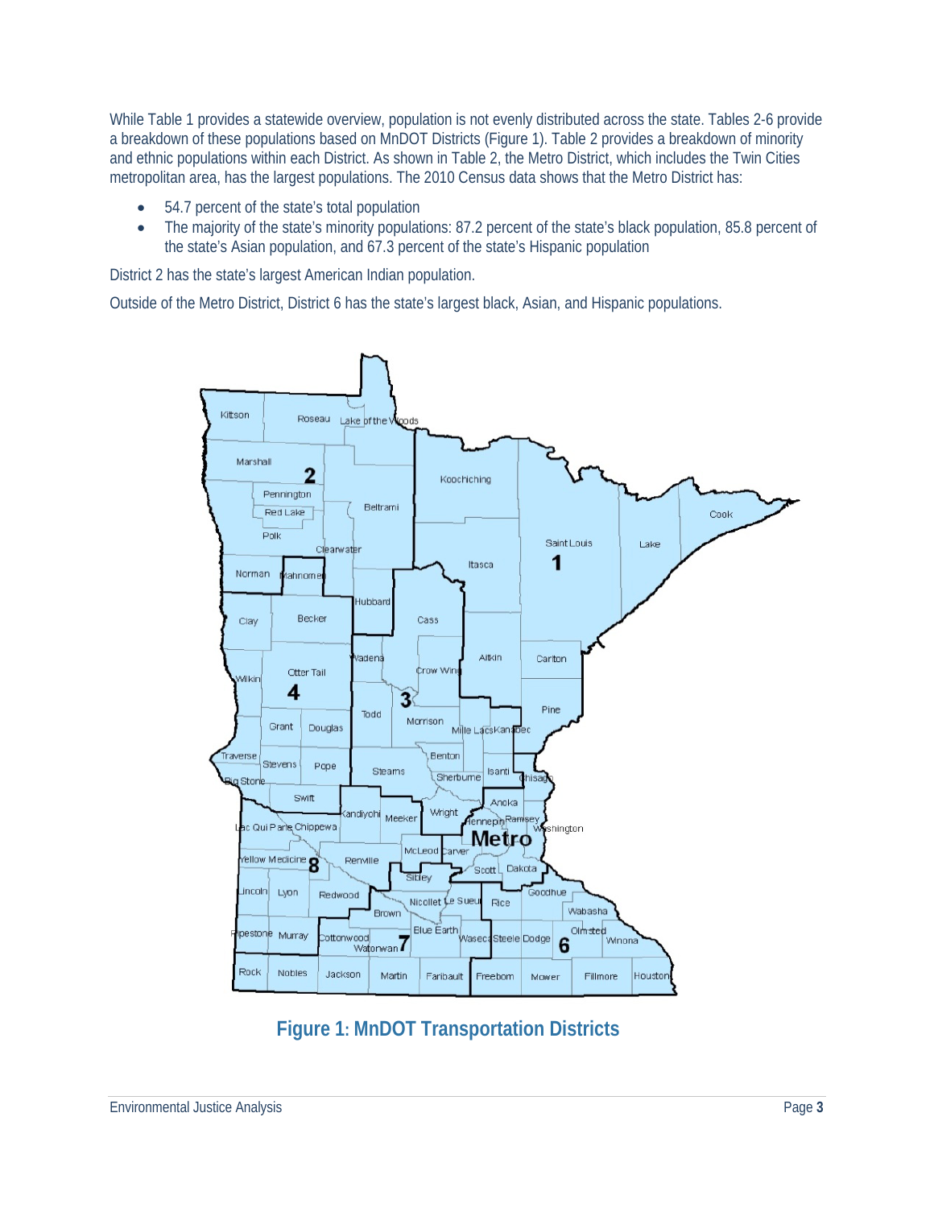While Table 1 provides a statewide overview, population is not evenly distributed across the state. Tables 2-6 provide a breakdown of these populations based on MnDOT Districts (Figure 1). Table 2 provides a breakdown of minority and ethnic populations within each District. As shown in Table 2, the Metro District, which includes the Twin Cities metropolitan area, has the largest populations. The 2010 Census data shows that the Metro District has:

- 54.7 percent of the state's total population
- The majority of the state's minority populations: 87.2 percent of the state's black population, 85.8 percent of the state's Asian population, and 67.3 percent of the state's Hispanic population

District 2 has the state's largest American Indian population.

Outside of the Metro District, District 6 has the state's largest black, Asian, and Hispanic populations.

**Figure 1: MnDOT Transportation Districts**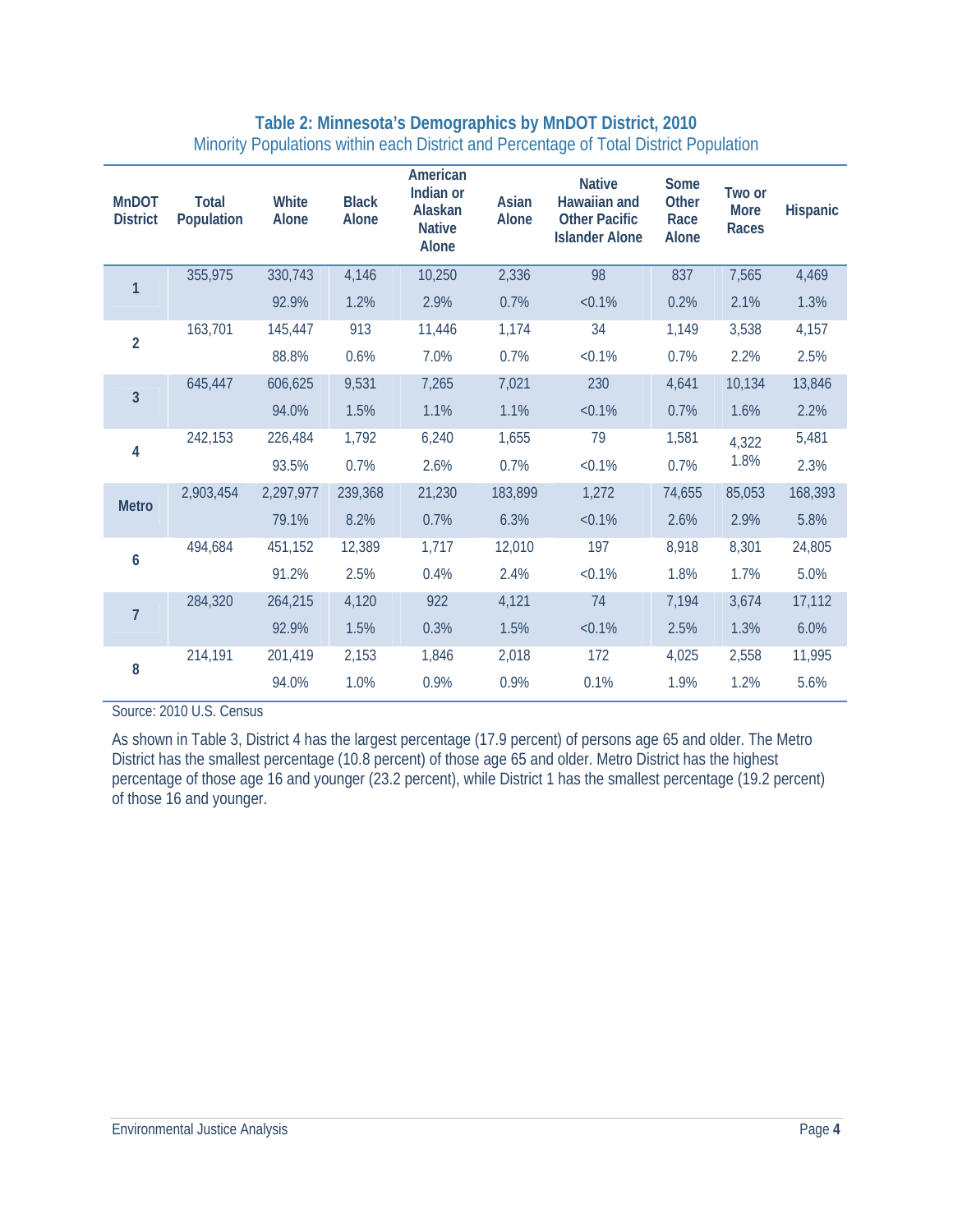**Table 2: Minnesota's Demographics by MnDOT District, 2010**
Minority Populations within each District and Percentage of Total District Population

| MnDOT District | Total Population | White Alone | Black Alone | American Indian or Alaskan Native Alone | Asian Alone | Native Hawaiian and Other Pacific Islander Alone | Some Other Race Alone | Two or More Races | Hispanic |
|---|---|---|---|---|---|---|---|---|---|
| 1 | 355,975 | 330,743 | 4,146 | 10,250 | 2,336 | 98 | 837 | 7,565 | 4,469 |
| | | 92.9% | 1.2% | 2.9% | 0.7% | <0.1% | 0.2% | 2.1% | 1.3% |
| 2 | 163,701 | 145,447 | 913 | 11,446 | 1,174 | 34 | 1,149 | 3,538 | 4,157 |
| | | 88.8% | 0.6% | 7.0% | 0.7% | <0.1% | 0.7% | 2.2% | 2.5% |
| 3 | 645,447 | 606,625 | 9,531 | 7,265 | 7,021 | 230 | 4,641 | 10,134 | 13,846 |
| | | 94.0% | 1.5% | 1.1% | 1.1% | <0.1% | 0.7% | 1.6% | 2.2% |
| 4 | 242,153 | 226,484 | 1,792 | 6,240 | 1,655 | 79 | 1,581 | 4,322 | 5,481 |
| | | 93.5% | 0.7% | 2.6% | 0.7% | <0.1% | 0.7% | 1.8% | 2.3% |
| Metro | 2,903,454 | 2,297,977 | 239,368 | 21,230 | 183,899 | 1,272 | 74,655 | 85,053 | 168,393 |
| | | 79.1% | 8.2% | 0.7% | 6.3% | <0.1% | 2.6% | 2.9% | 5.8% |
| 6 | 494,684 | 451,152 | 12,389 | 1,717 | 12,010 | 197 | 8,918 | 8,301 | 24,805 |
| | | 91.2% | 2.5% | 0.4% | 2.4% | <0.1% | 1.8% | 1.7% | 5.0% |
| 7 | 284,320 | 264,215 | 4,120 | 922 | 4,121 | 74 | 7,194 | 3,674 | 17,112 |
| | | 92.9% | 1.5% | 0.3% | 1.5% | <0.1% | 2.5% | 1.3% | 6.0% |
| 8 | 214,191 | 201,419 | 2,153 | 1,846 | 2,018 | 172 | 4,025 | 2,558 | 11,995 |
| | | 94.0% | 1.0% | 0.9% | 0.9% | 0.1% | 1.9% | 1.2% | 5.6% |

Source: 2010 U.S. Census

As shown in Table 3, District 4 has the largest percentage (17.9 percent) of persons age 65 and older. The Metro District has the smallest percentage (10.8 percent) of those age 65 and older. Metro District has the highest percentage of those age 16 and younger (23.2 percent), while District 1 has the smallest percentage (19.2 percent) of those 16 and younger.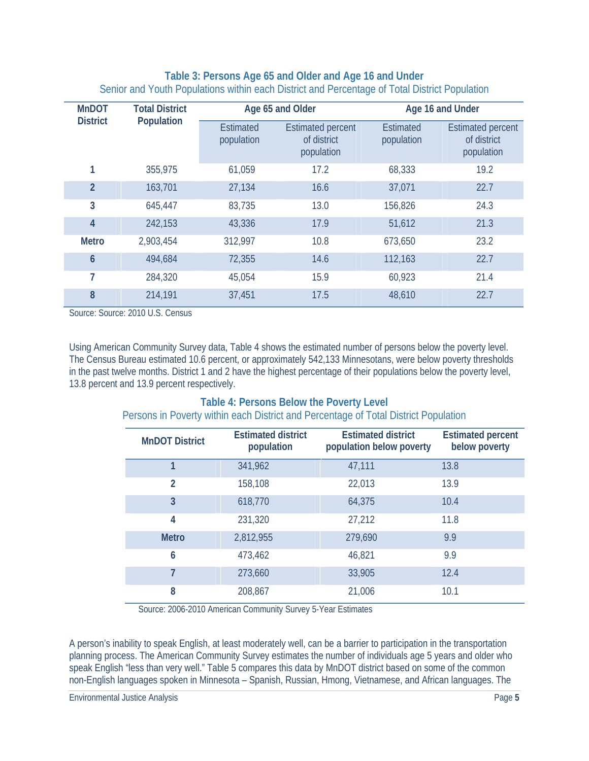### Table 3: Persons Age 65 and Older and Age 16 and Under

Senior and Youth Populations within each District and Percentage of Total District Population

| MnDOT District | Total District Population | Age 65 and Older | | Age 16 and Under | |
|---|---|---|---|---|---|
| | | Estimated population | Estimated percent of district population | Estimated population | Estimated percent of district population |
| **1** | 355,975 | 61,059 | 17.2 | 68,333 | 19.2 |
| **2** | 163,701 | 27,134 | 16.6 | 37,071 | 22.7 |
| **3** | 645,447 | 83,735 | 13.0 | 156,826 | 24.3 |
| **4** | 242,153 | 43,336 | 17.9 | 51,612 | 21.3 |
| **Metro** | 2,903,454 | 312,997 | 10.8 | 673,650 | 23.2 |
| **6** | 494,684 | 72,355 | 14.6 | 112,163 | 22.7 |
| **7** | 284,320 | 45,054 | 15.9 | 60,923 | 21.4 |
| **8** | 214,191 | 37,451 | 17.5 | 48,610 | 22.7 |

Source: Source: 2010 U.S. Census

Using American Community Survey data, Table 4 shows the estimated number of persons below the poverty level. The Census Bureau estimated 10.6 percent, or approximately 542,133 Minnesotans, were below poverty thresholds in the past twelve months. District 1 and 2 have the highest percentage of their populations below the poverty level, 13.8 percent and 13.9 percent respectively.

### Table 4: Persons Below the Poverty Level

Persons in Poverty within each District and Percentage of Total District Population

| MnDOT District | Estimated district population | Estimated district population below poverty | Estimated percent below poverty |
|---|---|---|---|
| **1** | 341,962 | 47,111 | 13.8 |
| **2** | 158,108 | 22,013 | 13.9 |
| **3** | 618,770 | 64,375 | 10.4 |
| **4** | 231,320 | 27,212 | 11.8 |
| **Metro** | 2,812,955 | 279,690 | 9.9 |
| **6** | 473,462 | 46,821 | 9.9 |
| **7** | 273,660 | 33,905 | 12.4 |
| **8** | 208,867 | 21,006 | 10.1 |

Source: 2006-2010 American Community Survey 5-Year Estimates

A person's inability to speak English, at least moderately well, can be a barrier to participation in the transportation planning process. The American Community Survey estimates the number of individuals age 5 years and older who speak English "less than very well." Table 5 compares this data by MnDOT district based on some of the common non-English languages spoken in Minnesota – Spanish, Russian, Hmong, Vietnamese, and African languages. The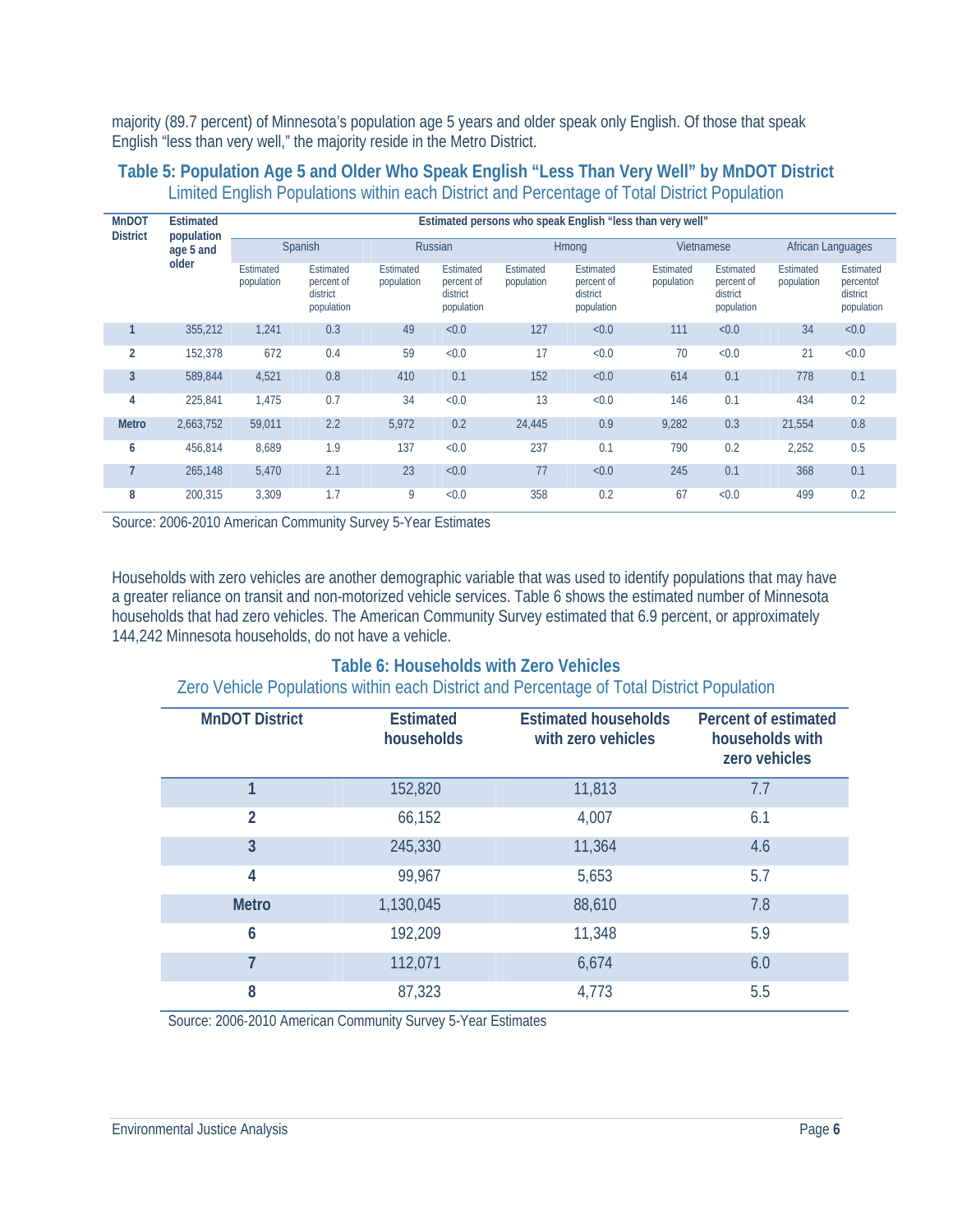majority (89.7 percent) of Minnesota's population age 5 years and older speak only English. Of those that speak English "less than very well," the majority reside in the Metro District.

### Table 5: Population Age 5 and Older Who Speak English "Less Than Very Well" by MnDOT District

Limited English Populations within each District and Percentage of Total District Population

| MnDOT District | Estimated population age 5 and older | Estimated persons who speak English "less than very well" | | | | | | | | | |
|---|---|---|---|---|---|---|---|---|---|---|---|
| | | Spanish | | Russian | | Hmong | | Vietnamese | | African Languages | |
| | | Estimated population | Estimated percent of district population | Estimated population | Estimated percent of district population | Estimated population | Estimated percent of district population | Estimated population | Estimated percent of district population | Estimated population | Estimated percentof district population |
| 1 | 355,212 | 1,241 | 0.3 | 49 | <0.0 | 127 | <0.0 | 111 | <0.0 | 34 | <0.0 |
| 2 | 152,378 | 672 | 0.4 | 59 | <0.0 | 17 | <0.0 | 70 | <0.0 | 21 | <0.0 |
| 3 | 589,844 | 4,521 | 0.8 | 410 | 0.1 | 152 | <0.0 | 614 | 0.1 | 778 | 0.1 |
| 4 | 225,841 | 1,475 | 0.7 | 34 | <0.0 | 13 | <0.0 | 146 | 0.1 | 434 | 0.2 |
| Metro | 2,663,752 | 59,011 | 2.2 | 5,972 | 0.2 | 24,445 | 0.9 | 9,282 | 0.3 | 21,554 | 0.8 |
| 6 | 456,814 | 8,689 | 1.9 | 137 | <0.0 | 237 | 0.1 | 790 | 0.2 | 2,252 | 0.5 |
| 7 | 265,148 | 5,470 | 2.1 | 23 | <0.0 | 77 | <0.0 | 245 | 0.1 | 368 | 0.1 |
| 8 | 200,315 | 3,309 | 1.7 | 9 | <0.0 | 358 | 0.2 | 67 | <0.0 | 499 | 0.2 |

Source: 2006-2010 American Community Survey 5-Year Estimates

Households with zero vehicles are another demographic variable that was used to identify populations that may have a greater reliance on transit and non-motorized vehicle services. Table 6 shows the estimated number of Minnesota households that had zero vehicles. The American Community Survey estimated that 6.9 percent, or approximately 144,242 Minnesota households, do not have a vehicle.

### Table 6: Households with Zero Vehicles

Zero Vehicle Populations within each District and Percentage of Total District Population

| MnDOT District | Estimated households | Estimated households with zero vehicles | Percent of estimated households with zero vehicles |
|---|---|---|---|
| 1 | 152,820 | 11,813 | 7.7 |
| 2 | 66,152 | 4,007 | 6.1 |
| 3 | 245,330 | 11,364 | 4.6 |
| 4 | 99,967 | 5,653 | 5.7 |
| Metro | 1,130,045 | 88,610 | 7.8 |
| 6 | 192,209 | 11,348 | 5.9 |
| 7 | 112,071 | 6,674 | 6.0 |
| 8 | 87,323 | 4,773 | 5.5 |

Source: 2006-2010 American Community Survey 5-Year Estimates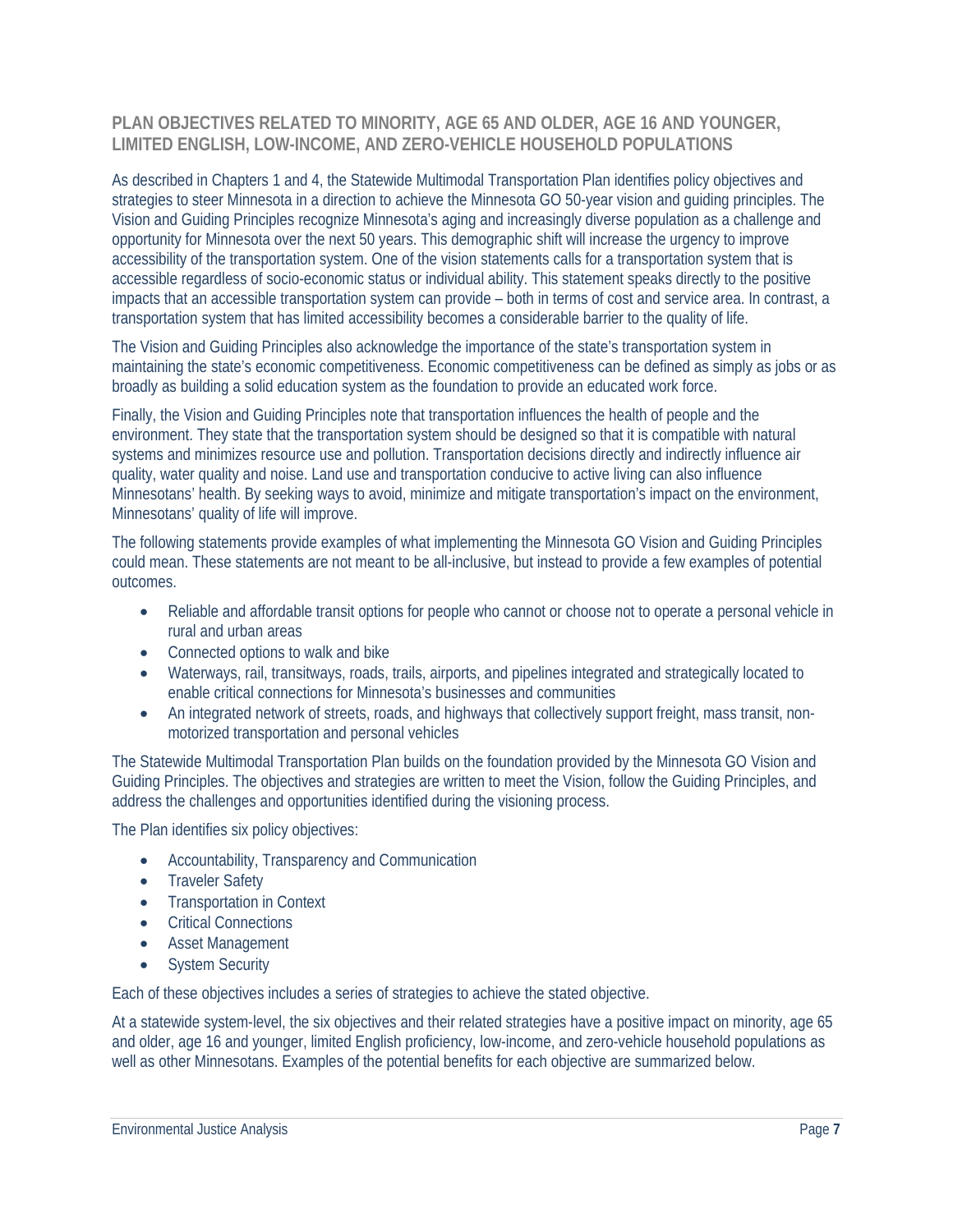## PLAN OBJECTIVES RELATED TO MINORITY, AGE 65 AND OLDER, AGE 16 AND YOUNGER, LIMITED ENGLISH, LOW-INCOME, AND ZERO-VEHICLE HOUSEHOLD POPULATIONS

As described in Chapters 1 and 4, the Statewide Multimodal Transportation Plan identifies policy objectives and strategies to steer Minnesota in a direction to achieve the Minnesota GO 50-year vision and guiding principles. The Vision and Guiding Principles recognize Minnesota's aging and increasingly diverse population as a challenge and opportunity for Minnesota over the next 50 years. This demographic shift will increase the urgency to improve accessibility of the transportation system. One of the vision statements calls for a transportation system that is accessible regardless of socio-economic status or individual ability. This statement speaks directly to the positive impacts that an accessible transportation system can provide – both in terms of cost and service area. In contrast, a transportation system that has limited accessibility becomes a considerable barrier to the quality of life.

The Vision and Guiding Principles also acknowledge the importance of the state's transportation system in maintaining the state's economic competitiveness. Economic competitiveness can be defined as simply as jobs or as broadly as building a solid education system as the foundation to provide an educated work force.

Finally, the Vision and Guiding Principles note that transportation influences the health of people and the environment. They state that the transportation system should be designed so that it is compatible with natural systems and minimizes resource use and pollution. Transportation decisions directly and indirectly influence air quality, water quality and noise. Land use and transportation conducive to active living can also influence Minnesotans' health. By seeking ways to avoid, minimize and mitigate transportation's impact on the environment, Minnesotans' quality of life will improve.

The following statements provide examples of what implementing the Minnesota GO Vision and Guiding Principles could mean. These statements are not meant to be all-inclusive, but instead to provide a few examples of potential outcomes.

- Reliable and affordable transit options for people who cannot or choose not to operate a personal vehicle in rural and urban areas
- Connected options to walk and bike
- Waterways, rail, transitways, roads, trails, airports, and pipelines integrated and strategically located to enable critical connections for Minnesota's businesses and communities
- An integrated network of streets, roads, and highways that collectively support freight, mass transit, non-motorized transportation and personal vehicles

The Statewide Multimodal Transportation Plan builds on the foundation provided by the Minnesota GO Vision and Guiding Principles. The objectives and strategies are written to meet the Vision, follow the Guiding Principles, and address the challenges and opportunities identified during the visioning process.

The Plan identifies six policy objectives:

- Accountability, Transparency and Communication
- Traveler Safety
- Transportation in Context
- Critical Connections
- Asset Management
- System Security

Each of these objectives includes a series of strategies to achieve the stated objective.

At a statewide system-level, the six objectives and their related strategies have a positive impact on minority, age 65 and older, age 16 and younger, limited English proficiency, low-income, and zero-vehicle household populations as well as other Minnesotans. Examples of the potential benefits for each objective are summarized below.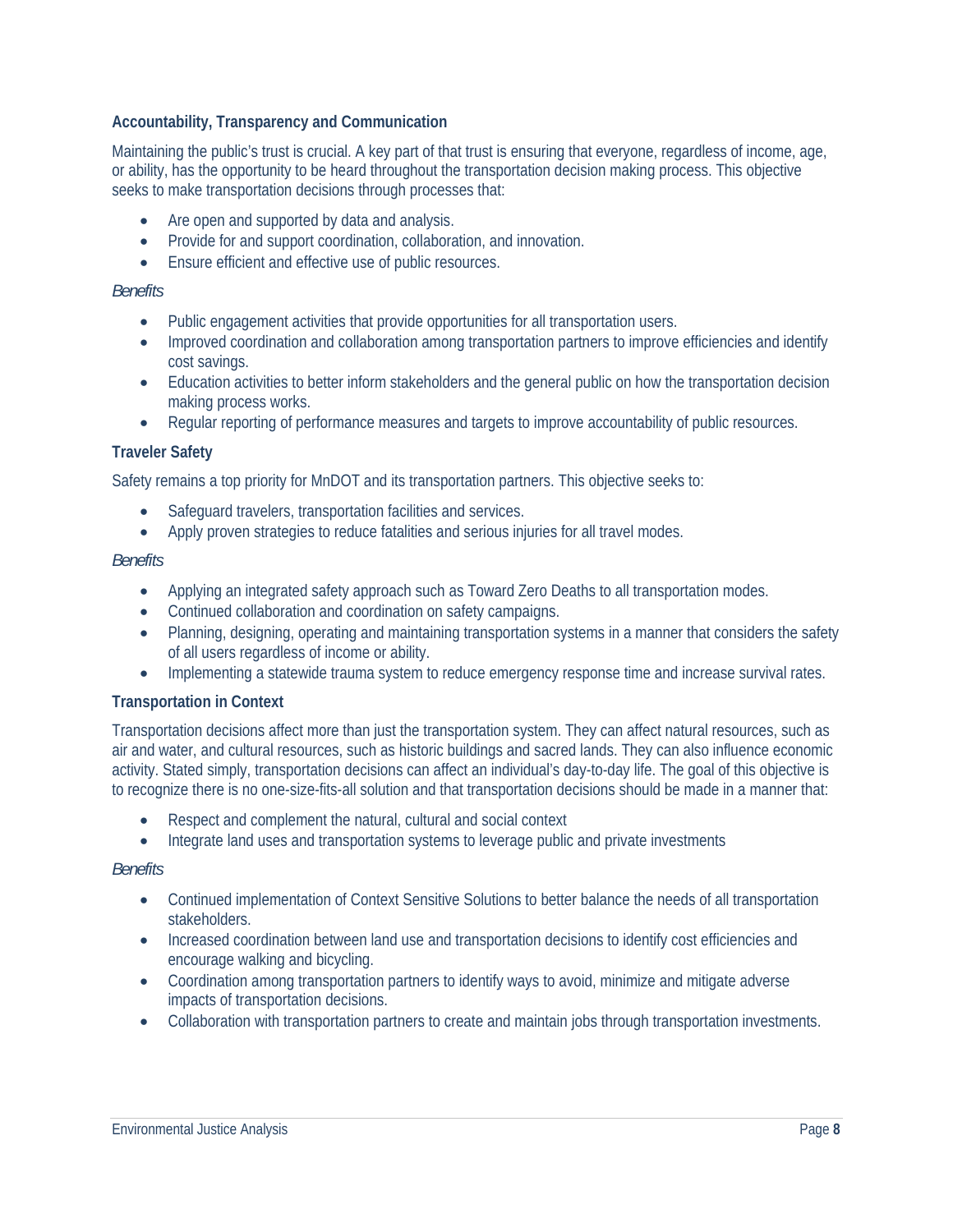### Accountability, Transparency and Communication

Maintaining the public's trust is crucial. A key part of that trust is ensuring that everyone, regardless of income, age, or ability, has the opportunity to be heard throughout the transportation decision making process. This objective seeks to make transportation decisions through processes that:

- Are open and supported by data and analysis.
- Provide for and support coordination, collaboration, and innovation.
- Ensure efficient and effective use of public resources.

*Benefits*

- Public engagement activities that provide opportunities for all transportation users.
- Improved coordination and collaboration among transportation partners to improve efficiencies and identify cost savings.
- Education activities to better inform stakeholders and the general public on how the transportation decision making process works.
- Regular reporting of performance measures and targets to improve accountability of public resources.

### Traveler Safety

Safety remains a top priority for MnDOT and its transportation partners. This objective seeks to:

- Safeguard travelers, transportation facilities and services.
- Apply proven strategies to reduce fatalities and serious injuries for all travel modes.

*Benefits*

- Applying an integrated safety approach such as Toward Zero Deaths to all transportation modes.
- Continued collaboration and coordination on safety campaigns.
- Planning, designing, operating and maintaining transportation systems in a manner that considers the safety of all users regardless of income or ability.
- Implementing a statewide trauma system to reduce emergency response time and increase survival rates.

### Transportation in Context

Transportation decisions affect more than just the transportation system. They can affect natural resources, such as air and water, and cultural resources, such as historic buildings and sacred lands. They can also influence economic activity. Stated simply, transportation decisions can affect an individual's day-to-day life. The goal of this objective is to recognize there is no one-size-fits-all solution and that transportation decisions should be made in a manner that:

- Respect and complement the natural, cultural and social context
- Integrate land uses and transportation systems to leverage public and private investments

*Benefits*

- Continued implementation of Context Sensitive Solutions to better balance the needs of all transportation stakeholders.
- Increased coordination between land use and transportation decisions to identify cost efficiencies and encourage walking and bicycling.
- Coordination among transportation partners to identify ways to avoid, minimize and mitigate adverse impacts of transportation decisions.
- Collaboration with transportation partners to create and maintain jobs through transportation investments.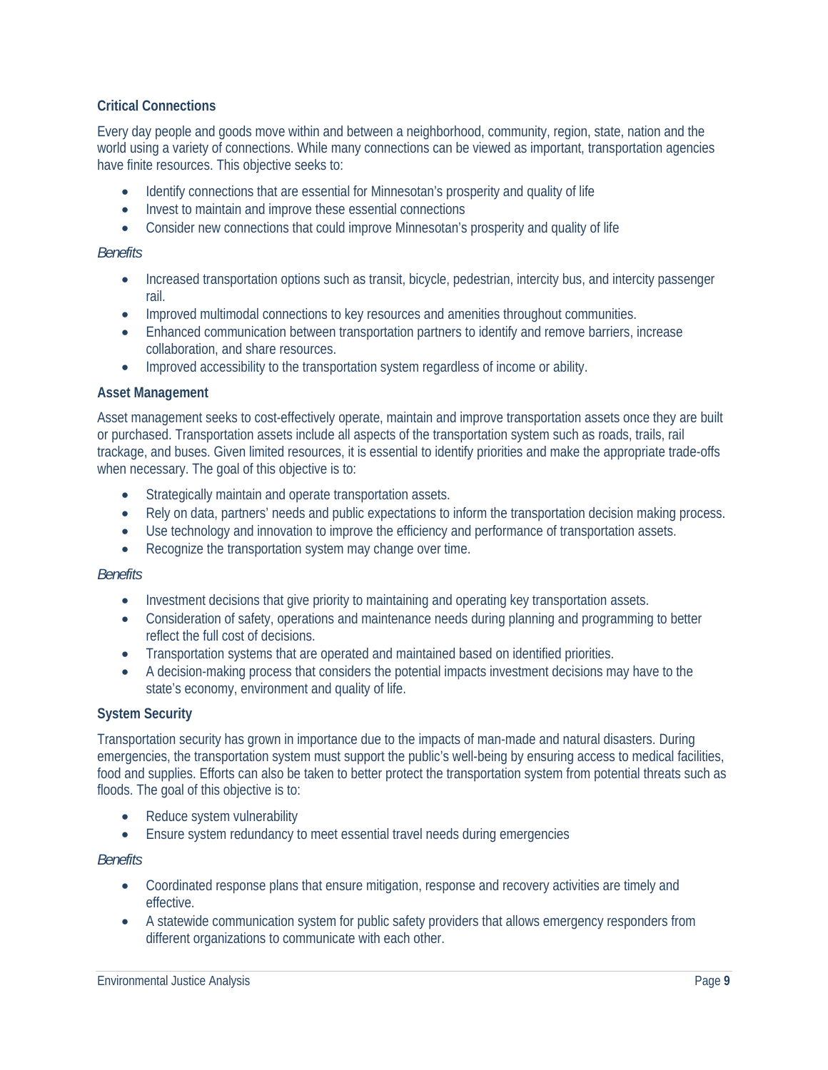### Critical Connections

Every day people and goods move within and between a neighborhood, community, region, state, nation and the world using a variety of connections. While many connections can be viewed as important, transportation agencies have finite resources. This objective seeks to:

- Identify connections that are essential for Minnesotan's prosperity and quality of life
- Invest to maintain and improve these essential connections
- Consider new connections that could improve Minnesotan's prosperity and quality of life

*Benefits*

- Increased transportation options such as transit, bicycle, pedestrian, intercity bus, and intercity passenger rail.
- Improved multimodal connections to key resources and amenities throughout communities.
- Enhanced communication between transportation partners to identify and remove barriers, increase collaboration, and share resources.
- Improved accessibility to the transportation system regardless of income or ability.

### Asset Management

Asset management seeks to cost-effectively operate, maintain and improve transportation assets once they are built or purchased. Transportation assets include all aspects of the transportation system such as roads, trails, rail trackage, and buses. Given limited resources, it is essential to identify priorities and make the appropriate trade-offs when necessary. The goal of this objective is to:

- Strategically maintain and operate transportation assets.
- Rely on data, partners' needs and public expectations to inform the transportation decision making process.
- Use technology and innovation to improve the efficiency and performance of transportation assets.
- Recognize the transportation system may change over time.

*Benefits*

- Investment decisions that give priority to maintaining and operating key transportation assets.
- Consideration of safety, operations and maintenance needs during planning and programming to better reflect the full cost of decisions.
- Transportation systems that are operated and maintained based on identified priorities.
- A decision-making process that considers the potential impacts investment decisions may have to the state's economy, environment and quality of life.

### System Security

Transportation security has grown in importance due to the impacts of man-made and natural disasters. During emergencies, the transportation system must support the public's well-being by ensuring access to medical facilities, food and supplies. Efforts can also be taken to better protect the transportation system from potential threats such as floods. The goal of this objective is to:

- Reduce system vulnerability
- Ensure system redundancy to meet essential travel needs during emergencies

*Benefits*

- Coordinated response plans that ensure mitigation, response and recovery activities are timely and effective.
- A statewide communication system for public safety providers that allows emergency responders from different organizations to communicate with each other.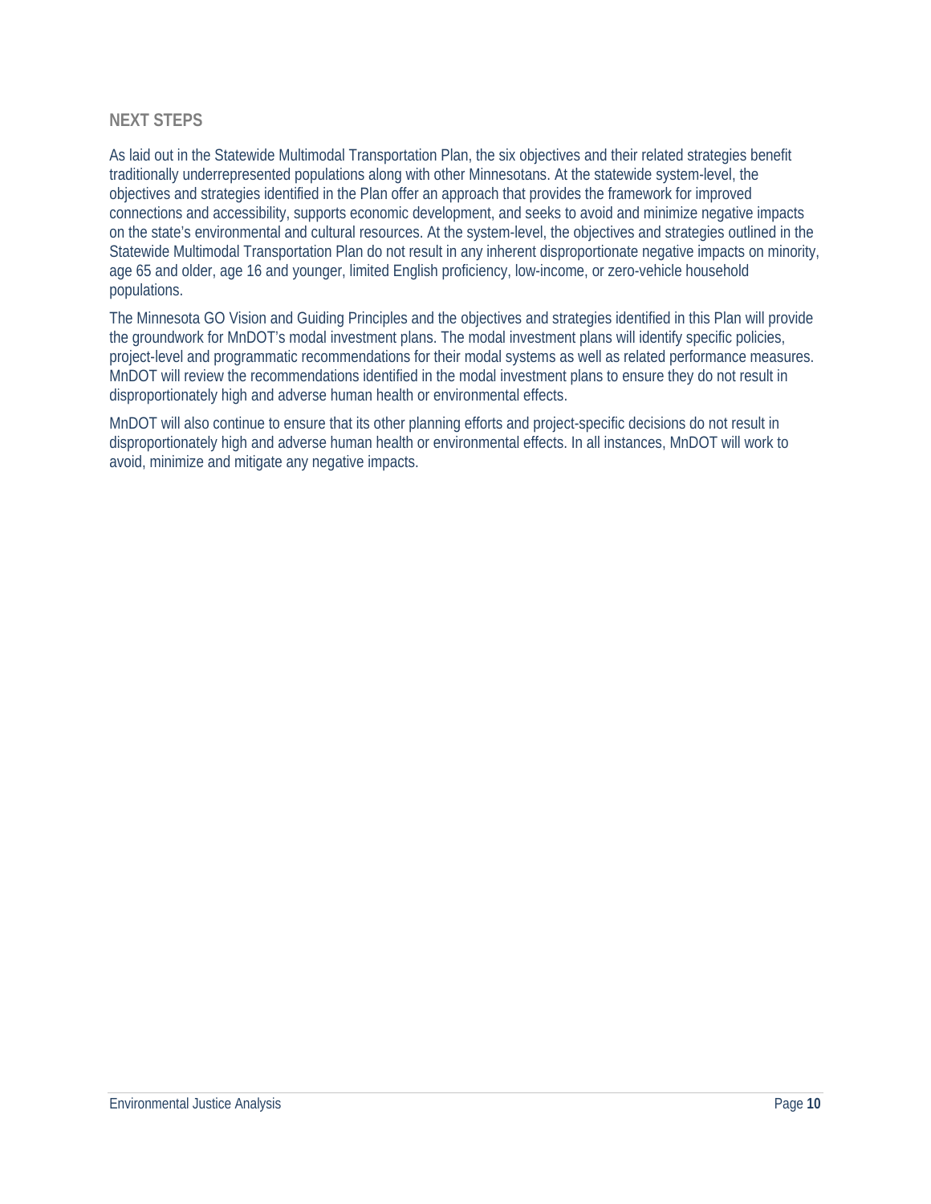## NEXT STEPS

As laid out in the Statewide Multimodal Transportation Plan, the six objectives and their related strategies benefit traditionally underrepresented populations along with other Minnesotans. At the statewide system-level, the objectives and strategies identified in the Plan offer an approach that provides the framework for improved connections and accessibility, supports economic development, and seeks to avoid and minimize negative impacts on the state's environmental and cultural resources. At the system-level, the objectives and strategies outlined in the Statewide Multimodal Transportation Plan do not result in any inherent disproportionate negative impacts on minority, age 65 and older, age 16 and younger, limited English proficiency, low-income, or zero-vehicle household populations.

The Minnesota GO Vision and Guiding Principles and the objectives and strategies identified in this Plan will provide the groundwork for MnDOT's modal investment plans. The modal investment plans will identify specific policies, project-level and programmatic recommendations for their modal systems as well as related performance measures. MnDOT will review the recommendations identified in the modal investment plans to ensure they do not result in disproportionately high and adverse human health or environmental effects.

MnDOT will also continue to ensure that its other planning efforts and project-specific decisions do not result in disproportionately high and adverse human health or environmental effects. In all instances, MnDOT will work to avoid, minimize and mitigate any negative impacts.